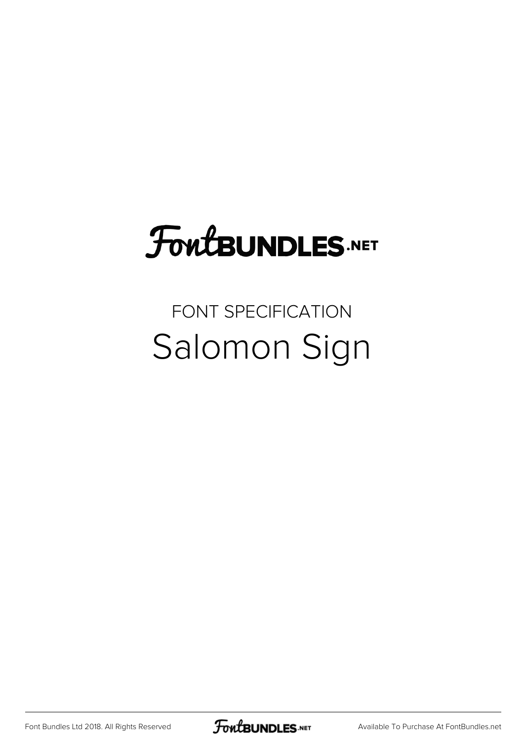FontBUNDLES.NET

FONT SPECIFICATION

# Salomon Sign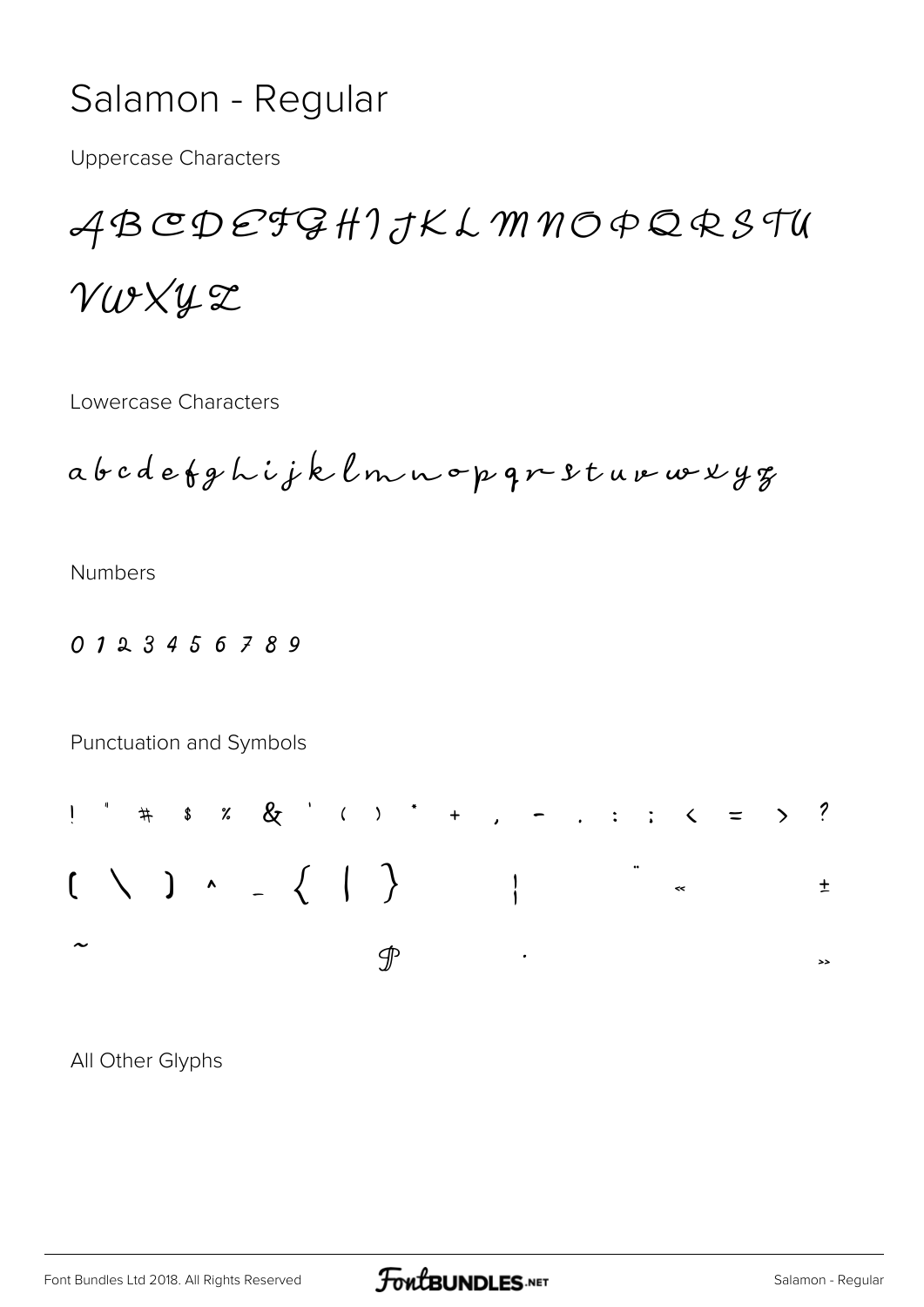# Salamon - Regular

Uppercase Characters

ABCDEFGHIJKLMNOPQRSTU

VWXYZ

Lowercase Characters

abcdefghijklmnopqrstuvwxyz

Numbers

0 1 2 3 4 5 6 7 8 9

Punctuation and Symbols

! " # $ % & ' ( ) * + , - . : ; < = > ?

[ \ ] ^ _ { | } ¦ ¨ « ±

~ ¶ · »

All Other Glyphs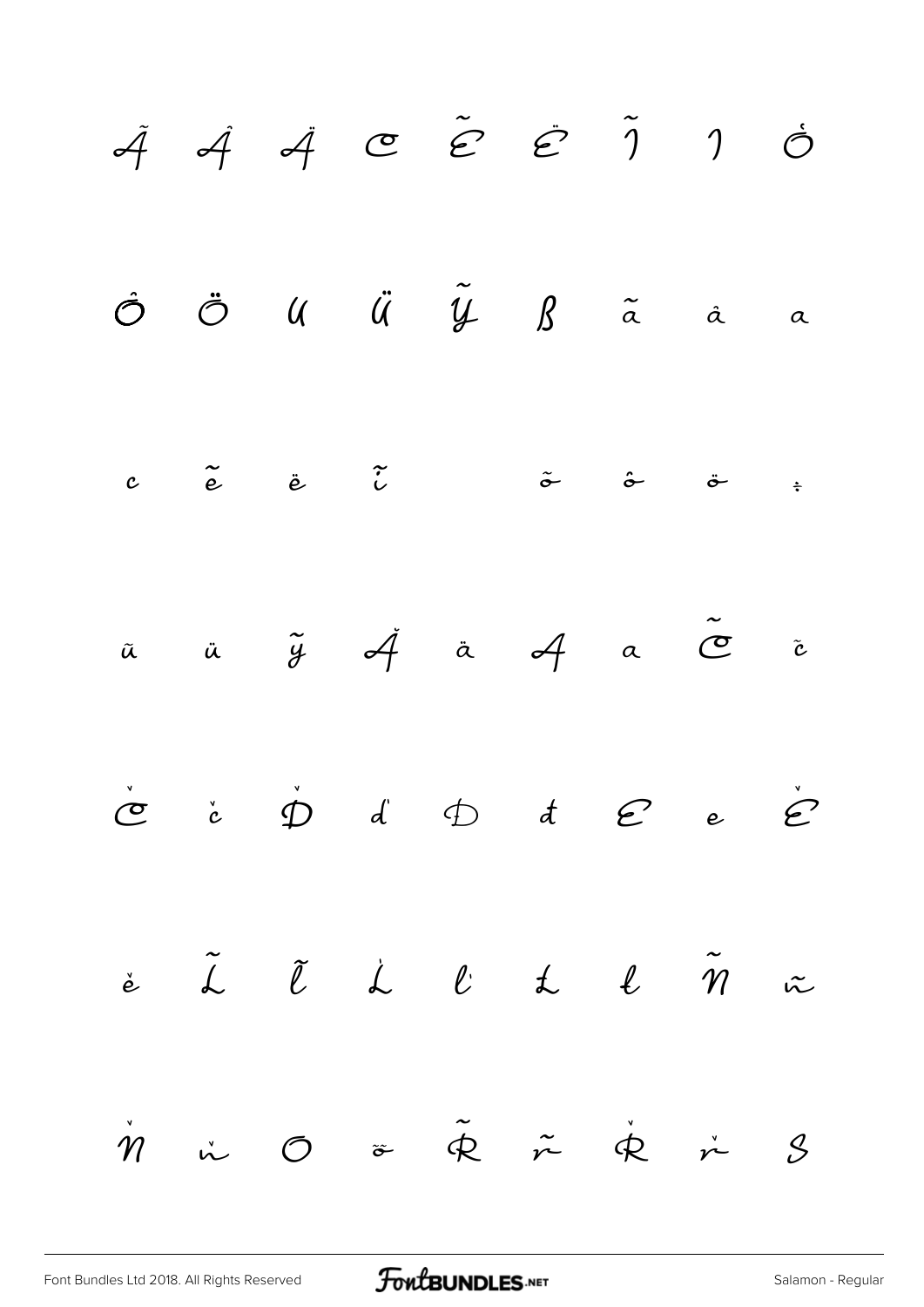Ã Â Ä Ç Ẽ Ë Ĩ Ì Ó

Ô Ö Ù Ü Ỹ ß ã â à

ç ẽ ë ĩ õ ô ö ÷

ũ ü ỹ Ǎ ä Ą ą C̃ c̃

Č č Ď ď Đ đ Ę ę Ě

ě L̃ l̃ Ľ ľ Ł ł Ñ ñ

Ň ň Ő õ R̃ r̃ Ř ř Ś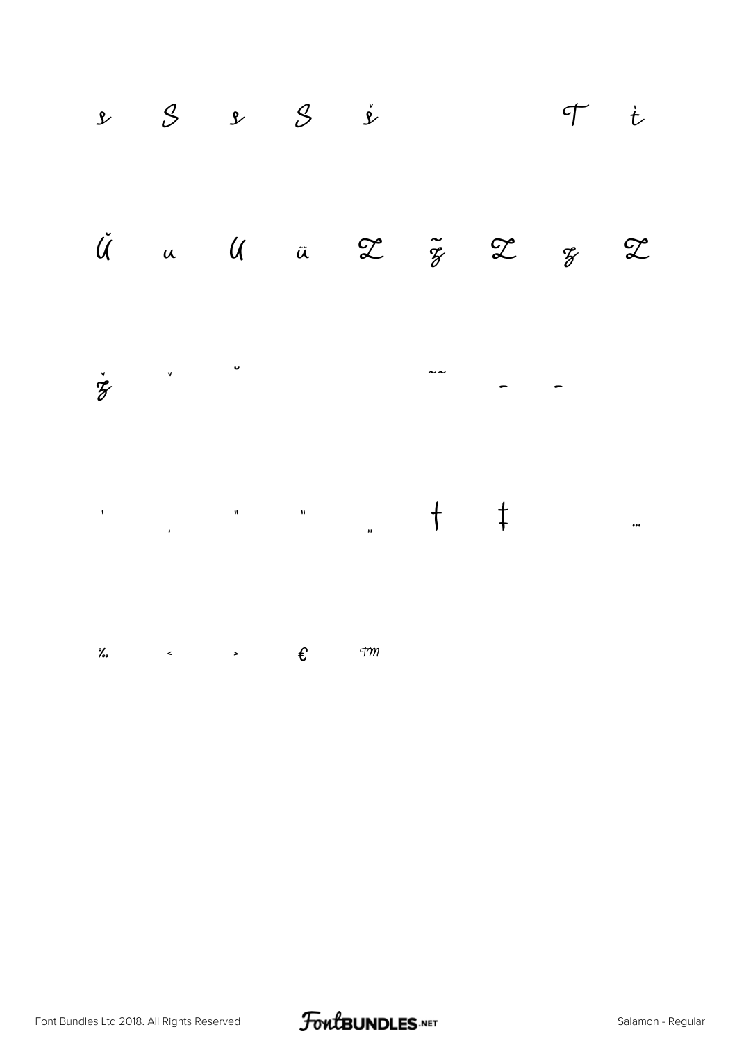ş Ş ş Ş š Ţ ţ

Ŭ ŭ Ų ũ Ź ź Ż ż Ž

ž ˇ ˘ ˜ – —

' ‚ " " „ † ‡ …

‰ ‹ › € ™